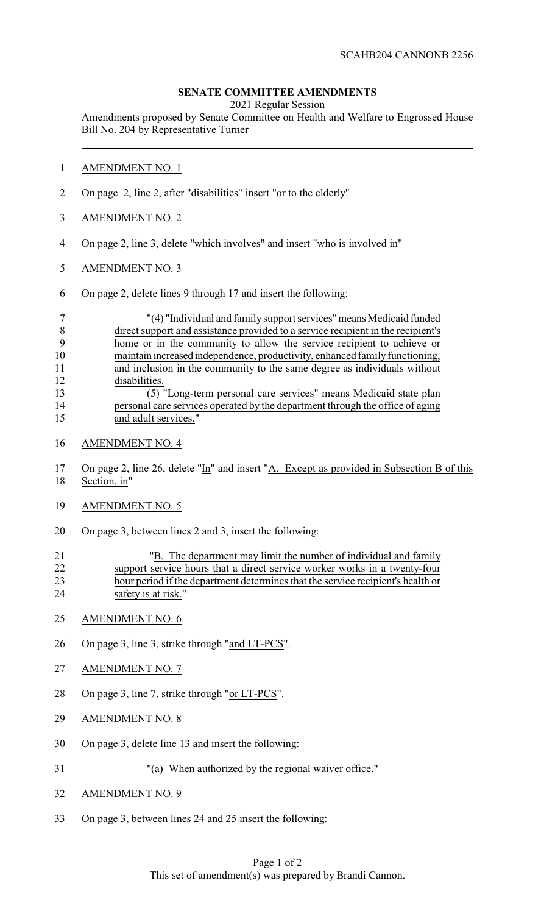SCAHB204 CANNONB 2256

## SENATE COMMITTEE AMENDMENTS

2021 Regular Session

Amendments proposed by Senate Committee on Health and Welfare to Engrossed House Bill No. 204 by Representative Turner

AMENDMENT NO. 1

On page 2, line 2, after "disabilities" insert "or to the elderly"

AMENDMENT NO. 2

On page 2, line 3, delete "which involves" and insert "who is involved in"

AMENDMENT NO. 3

On page 2, delete lines 9 through 17 and insert the following:

"(4) "Individual and family support services" means Medicaid funded direct support and assistance provided to a service recipient in the recipient's home or in the community to allow the service recipient to achieve or maintain increased independence, productivity, enhanced family functioning, and inclusion in the community to the same degree as individuals without disabilities.

(5) "Long-term personal care services" means Medicaid state plan personal care services operated by the department through the office of aging and adult services."

AMENDMENT NO. 4

On page 2, line 26, delete "In" and insert "A. Except as provided in Subsection B of this Section, in"

AMENDMENT NO. 5

On page 3, between lines 2 and 3, insert the following:

"B. The department may limit the number of individual and family support service hours that a direct service worker works in a twenty-four hour period if the department determines that the service recipient's health or safety is at risk."

AMENDMENT NO. 6

On page 3, line 3, strike through "and LT-PCS".

AMENDMENT NO. 7

On page 3, line 7, strike through "or LT-PCS".

AMENDMENT NO. 8

On page 3, delete line 13 and insert the following:

"(a) When authorized by the regional waiver office."

AMENDMENT NO. 9

On page 3, between lines 24 and 25 insert the following:

This set of amendment(s) was prepared by Brandi Cannon.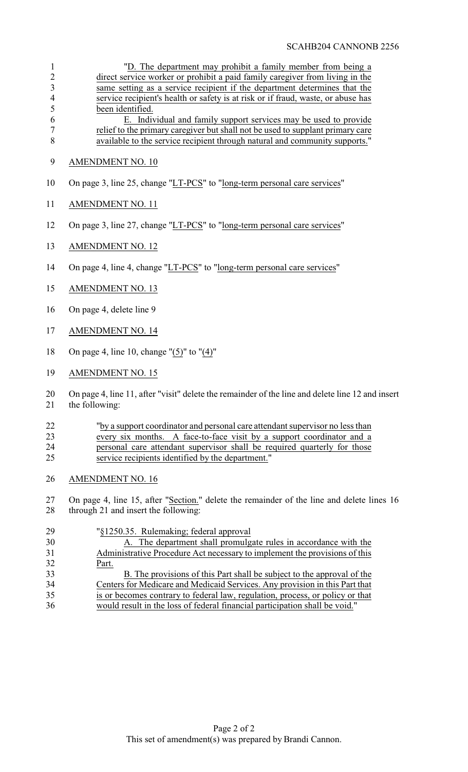"D. The department may prohibit a family member from being a direct service worker or prohibit a paid family caregiver from living in the same setting as a service recipient if the department determines that the service recipient's health or safety is at risk or if fraud, waste, or abuse has been identified.

E. Individual and family support services may be used to provide relief to the primary caregiver but shall not be used to supplant primary care available to the service recipient through natural and community supports."

AMENDMENT NO. 10

On page 3, line 25, change "LT-PCS" to "long-term personal care services"

AMENDMENT NO. 11

On page 3, line 27, change "LT-PCS" to "long-term personal care services"

AMENDMENT NO. 12

On page 4, line 4, change "LT-PCS" to "long-term personal care services"

AMENDMENT NO. 13

On page 4, delete line 9

AMENDMENT NO. 14

On page 4, line 10, change "(5)" to "(4)"

AMENDMENT NO. 15

On page 4, line 11, after "visit" delete the remainder of the line and delete line 12 and insert the following:

"by a support coordinator and personal care attendant supervisor no less than every six months. A face-to-face visit by a support coordinator and a personal care attendant supervisor shall be required quarterly for those service recipients identified by the department."

AMENDMENT NO. 16

On page 4, line 15, after "Section." delete the remainder of the line and delete lines 16 through 21 and insert the following:

"§1250.35. Rulemaking; federal approval

A. The department shall promulgate rules in accordance with the Administrative Procedure Act necessary to implement the provisions of this Part.

B. The provisions of this Part shall be subject to the approval of the Centers for Medicare and Medicaid Services. Any provision in this Part that is or becomes contrary to federal law, regulation, process, or policy or that would result in the loss of federal financial participation shall be void."

This set of amendment(s) was prepared by Brandi Cannon.